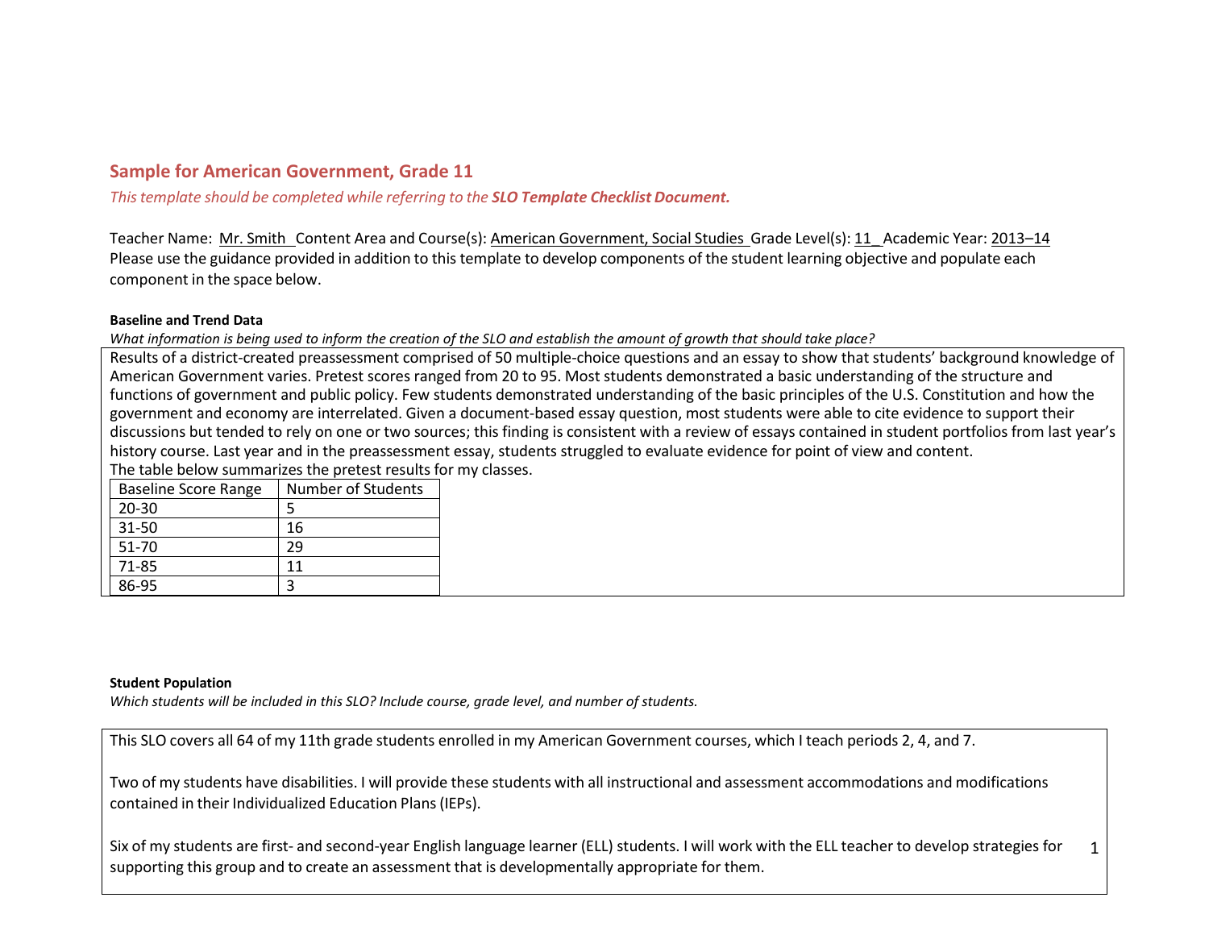## Sample for American Government, Grade 11

*This template should be completed while referring to the* ***SLO Template Checklist Document.***

Teacher Name: Mr. Smith Content Area and Course(s): American Government, Social Studies Grade Level(s): 11 Academic Year: 2013–14
Please use the guidance provided in addition to this template to develop components of the student learning objective and populate each component in the space below.

**Baseline and Trend Data**

*What information is being used to inform the creation of the SLO and establish the amount of growth that should take place?*

Results of a district-created preassessment comprised of 50 multiple-choice questions and an essay to show that students' background knowledge of American Government varies. Pretest scores ranged from 20 to 95. Most students demonstrated a basic understanding of the structure and functions of government and public policy. Few students demonstrated understanding of the basic principles of the U.S. Constitution and how the government and economy are interrelated. Given a document-based essay question, most students were able to cite evidence to support their discussions but tended to rely on one or two sources; this finding is consistent with a review of essays contained in student portfolios from last year's history course. Last year and in the preassessment essay, students struggled to evaluate evidence for point of view and content.

The table below summarizes the pretest results for my classes.

| Baseline Score Range | Number of Students |
|---|---|
| 20-30 | 5 |
| 31-50 | 16 |
| 51-70 | 29 |
| 71-85 | 11 |
| 86-95 | 3 |

**Student Population**

*Which students will be included in this SLO? Include course, grade level, and number of students.*

This SLO covers all 64 of my 11th grade students enrolled in my American Government courses, which I teach periods 2, 4, and 7.

Two of my students have disabilities. I will provide these students with all instructional and assessment accommodations and modifications contained in their Individualized Education Plans (IEPs).

Six of my students are first- and second-year English language learner (ELL) students. I will work with the ELL teacher to develop strategies for supporting this group and to create an assessment that is developmentally appropriate for them.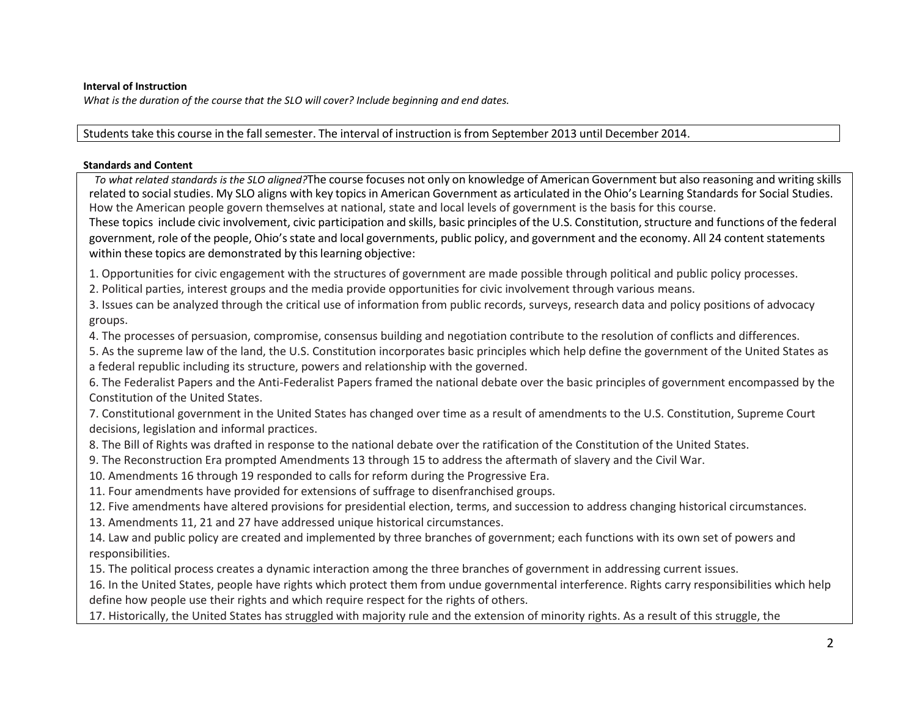**Interval of Instruction**

*What is the duration of the course that the SLO will cover? Include beginning and end dates.*

Students take this course in the fall semester. The interval of instruction is from September 2013 until December 2014.

**Standards and Content**

*To what related standards is the SLO aligned?* The course focuses not only on knowledge of American Government but also reasoning and writing skills related to social studies. My SLO aligns with key topics in American Government as articulated in the Ohio's Learning Standards for Social Studies. How the American people govern themselves at national, state and local levels of government is the basis for this course. These topics include civic involvement, civic participation and skills, basic principles of the U.S. Constitution, structure and functions of the federal government, role of the people, Ohio's state and local governments, public policy, and government and the economy. All 24 content statements within these topics are demonstrated by this learning objective:

1. Opportunities for civic engagement with the structures of government are made possible through political and public policy processes.
2. Political parties, interest groups and the media provide opportunities for civic involvement through various means.
3. Issues can be analyzed through the critical use of information from public records, surveys, research data and policy positions of advocacy groups.
4. The processes of persuasion, compromise, consensus building and negotiation contribute to the resolution of conflicts and differences.
5. As the supreme law of the land, the U.S. Constitution incorporates basic principles which help define the government of the United States as a federal republic including its structure, powers and relationship with the governed.
6. The Federalist Papers and the Anti-Federalist Papers framed the national debate over the basic principles of government encompassed by the Constitution of the United States.
7. Constitutional government in the United States has changed over time as a result of amendments to the U.S. Constitution, Supreme Court decisions, legislation and informal practices.
8. The Bill of Rights was drafted in response to the national debate over the ratification of the Constitution of the United States.
9. The Reconstruction Era prompted Amendments 13 through 15 to address the aftermath of slavery and the Civil War.
10. Amendments 16 through 19 responded to calls for reform during the Progressive Era.
11. Four amendments have provided for extensions of suffrage to disenfranchised groups.
12. Five amendments have altered provisions for presidential election, terms, and succession to address changing historical circumstances.
13. Amendments 11, 21 and 27 have addressed unique historical circumstances.
14. Law and public policy are created and implemented by three branches of government; each functions with its own set of powers and responsibilities.
15. The political process creates a dynamic interaction among the three branches of government in addressing current issues.
16. In the United States, people have rights which protect them from undue governmental interference. Rights carry responsibilities which help define how people use their rights and which require respect for the rights of others.
17. Historically, the United States has struggled with majority rule and the extension of minority rights. As a result of this struggle, the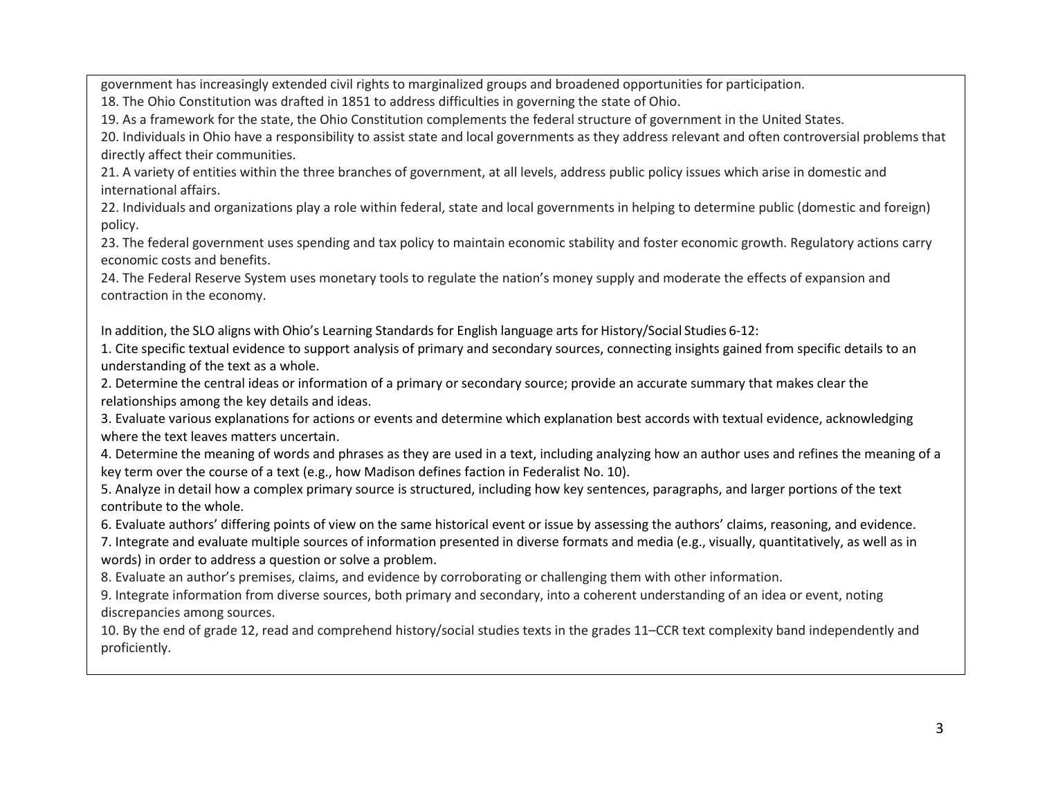government has increasingly extended civil rights to marginalized groups and broadened opportunities for participation.

18. The Ohio Constitution was drafted in 1851 to address difficulties in governing the state of Ohio.
19. As a framework for the state, the Ohio Constitution complements the federal structure of government in the United States.
20. Individuals in Ohio have a responsibility to assist state and local governments as they address relevant and often controversial problems that directly affect their communities.
21. A variety of entities within the three branches of government, at all levels, address public policy issues which arise in domestic and international affairs.
22. Individuals and organizations play a role within federal, state and local governments in helping to determine public (domestic and foreign) policy.
23. The federal government uses spending and tax policy to maintain economic stability and foster economic growth. Regulatory actions carry economic costs and benefits.
24. The Federal Reserve System uses monetary tools to regulate the nation's money supply and moderate the effects of expansion and contraction in the economy.

In addition, the SLO aligns with Ohio's Learning Standards for English language arts for History/Social Studies 6-12:

1. Cite specific textual evidence to support analysis of primary and secondary sources, connecting insights gained from specific details to an understanding of the text as a whole.
2. Determine the central ideas or information of a primary or secondary source; provide an accurate summary that makes clear the relationships among the key details and ideas.
3. Evaluate various explanations for actions or events and determine which explanation best accords with textual evidence, acknowledging where the text leaves matters uncertain.
4. Determine the meaning of words and phrases as they are used in a text, including analyzing how an author uses and refines the meaning of a key term over the course of a text (e.g., how Madison defines faction in Federalist No. 10).
5. Analyze in detail how a complex primary source is structured, including how key sentences, paragraphs, and larger portions of the text contribute to the whole.
6. Evaluate authors' differing points of view on the same historical event or issue by assessing the authors' claims, reasoning, and evidence.
7. Integrate and evaluate multiple sources of information presented in diverse formats and media (e.g., visually, quantitatively, as well as in words) in order to address a question or solve a problem.
8. Evaluate an author's premises, claims, and evidence by corroborating or challenging them with other information.
9. Integrate information from diverse sources, both primary and secondary, into a coherent understanding of an idea or event, noting discrepancies among sources.
10. By the end of grade 12, read and comprehend history/social studies texts in the grades 11–CCR text complexity band independently and proficiently.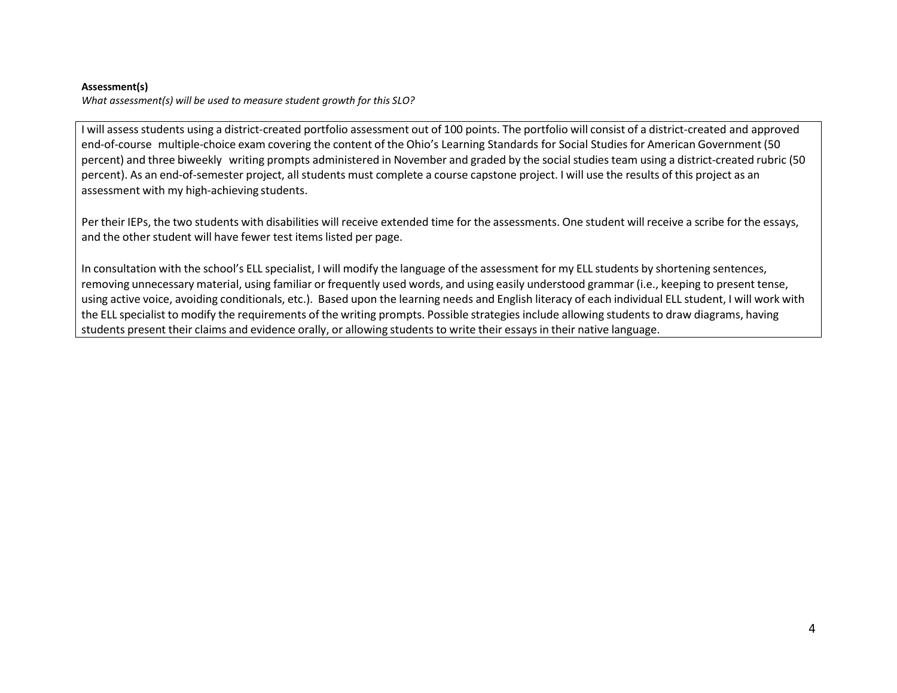**Assessment(s)**

*What assessment(s) will be used to measure student growth for this SLO?*

I will assess students using a district-created portfolio assessment out of 100 points. The portfolio will consist of a district-created and approved end-of-course multiple-choice exam covering the content of the Ohio's Learning Standards for Social Studies for American Government (50 percent) and three biweekly writing prompts administered in November and graded by the social studies team using a district-created rubric (50 percent). As an end-of-semester project, all students must complete a course capstone project. I will use the results of this project as an assessment with my high-achieving students.

Per their IEPs, the two students with disabilities will receive extended time for the assessments. One student will receive a scribe for the essays, and the other student will have fewer test items listed per page.

In consultation with the school's ELL specialist, I will modify the language of the assessment for my ELL students by shortening sentences, removing unnecessary material, using familiar or frequently used words, and using easily understood grammar (i.e., keeping to present tense, using active voice, avoiding conditionals, etc.). Based upon the learning needs and English literacy of each individual ELL student, I will work with the ELL specialist to modify the requirements of the writing prompts. Possible strategies include allowing students to draw diagrams, having students present their claims and evidence orally, or allowing students to write their essays in their native language.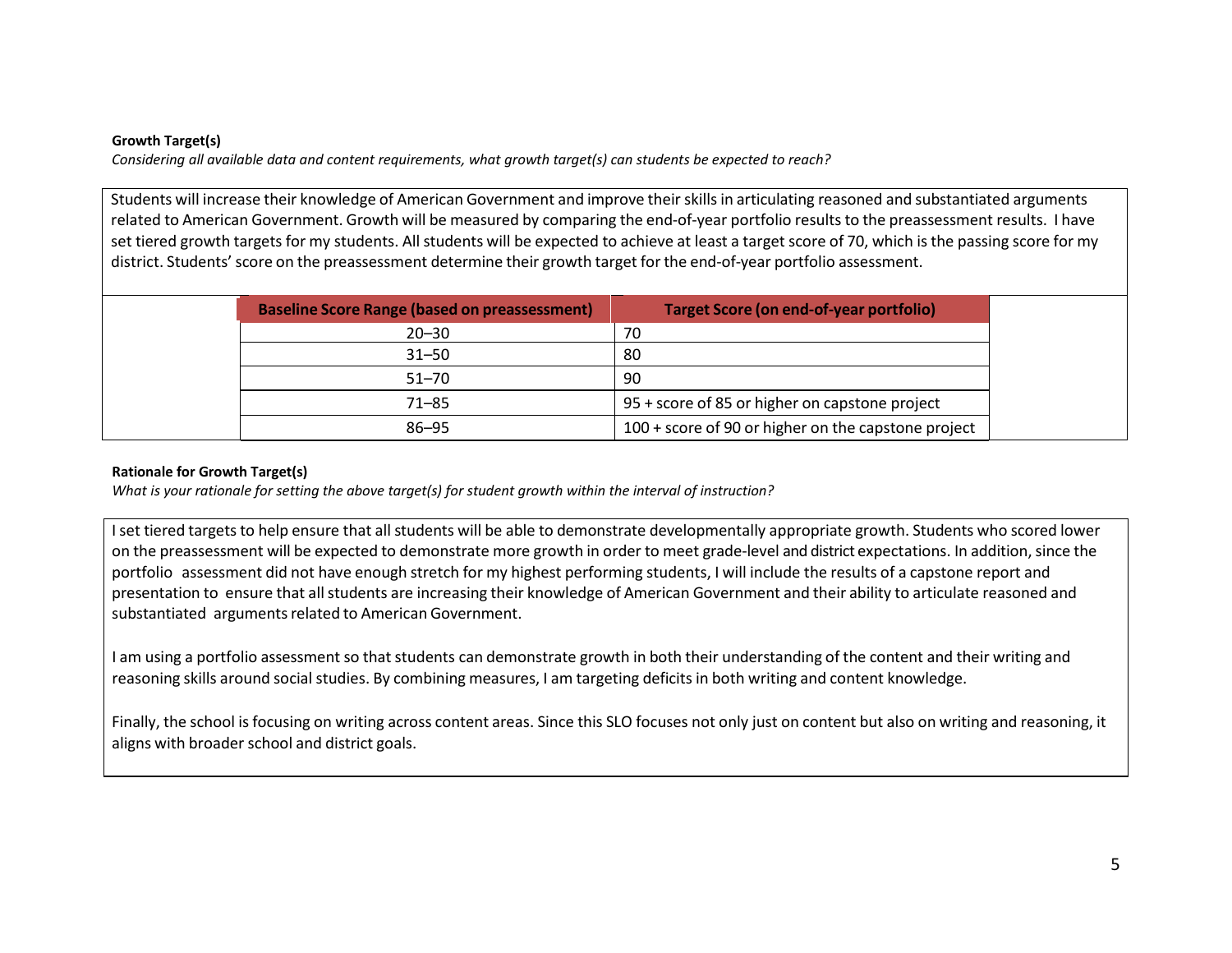**Growth Target(s)**

*Considering all available data and content requirements, what growth target(s) can students be expected to reach?*

Students will increase their knowledge of American Government and improve their skills in articulating reasoned and substantiated arguments related to American Government. Growth will be measured by comparing the end-of-year portfolio results to the preassessment results. I have set tiered growth targets for my students. All students will be expected to achieve at least a target score of 70, which is the passing score for my district. Students' score on the preassessment determine their growth target for the end-of-year portfolio assessment.

| Baseline Score Range (based on preassessment) | Target Score (on end-of-year portfolio) |
| --- | --- |
| 20–30 | 70 |
| 31–50 | 80 |
| 51–70 | 90 |
| 71–85 | 95 + score of 85 or higher on capstone project |
| 86–95 | 100 + score of 90 or higher on the capstone project |

**Rationale for Growth Target(s)**

*What is your rationale for setting the above target(s) for student growth within the interval of instruction?*

I set tiered targets to help ensure that all students will be able to demonstrate developmentally appropriate growth. Students who scored lower on the preassessment will be expected to demonstrate more growth in order to meet grade-level and district expectations. In addition, since the portfolio assessment did not have enough stretch for my highest performing students, I will include the results of a capstone report and presentation to ensure that all students are increasing their knowledge of American Government and their ability to articulate reasoned and substantiated arguments related to American Government.

I am using a portfolio assessment so that students can demonstrate growth in both their understanding of the content and their writing and reasoning skills around social studies. By combining measures, I am targeting deficits in both writing and content knowledge.

Finally, the school is focusing on writing across content areas. Since this SLO focuses not only just on content but also on writing and reasoning, it aligns with broader school and district goals.